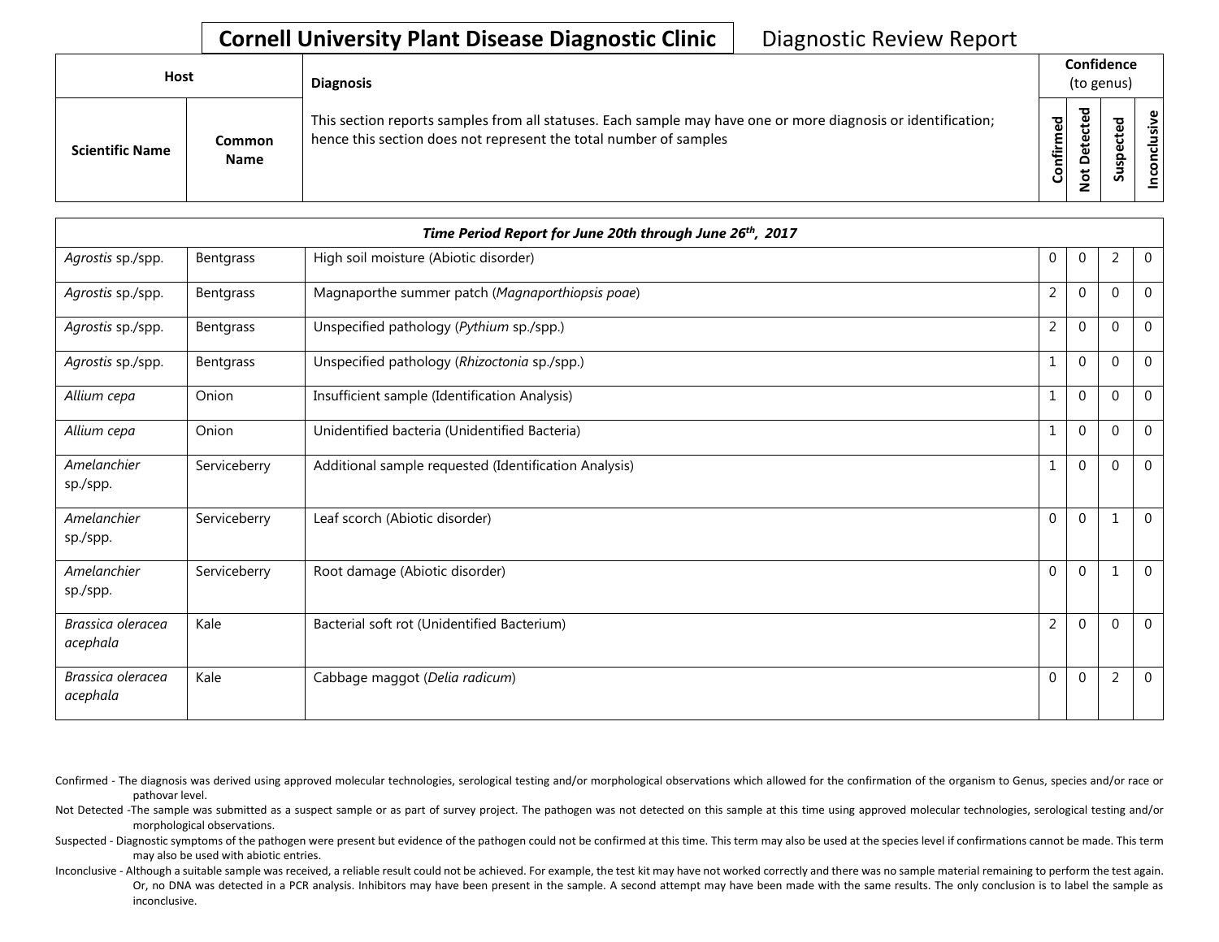# Cornell University Plant Disease Diagnostic Clinic

Diagnostic Review Report

| Host | | Diagnosis | Confidence (to genus) | | | |
|---|---|---|---|---|---|---|
| Scientific Name | Common Name | This section reports samples from all statuses. Each sample may have one or more diagnosis or identification; hence this section does not represent the total number of samples | Confirmed | Not Detected | Suspected | Inconclusive |
| ***Time Period Report for June 20th through June 26th, 2017*** | | | | | | |
| *Agrostis* sp./spp. | Bentgrass | High soil moisture (Abiotic disorder) | 0 | 0 | 2 | 0 |
| *Agrostis* sp./spp. | Bentgrass | Magnaporthe summer patch (*Magnaporthiopsis poae*) | 2 | 0 | 0 | 0 |
| *Agrostis* sp./spp. | Bentgrass | Unspecified pathology (*Pythium* sp./spp.) | 2 | 0 | 0 | 0 |
| *Agrostis* sp./spp. | Bentgrass | Unspecified pathology (*Rhizoctonia* sp./spp.) | 1 | 0 | 0 | 0 |
| *Allium cepa* | Onion | Insufficient sample (Identification Analysis) | 1 | 0 | 0 | 0 |
| *Allium cepa* | Onion | Unidentified bacteria (Unidentified Bacteria) | 1 | 0 | 0 | 0 |
| *Amelanchier* sp./spp. | Serviceberry | Additional sample requested (Identification Analysis) | 1 | 0 | 0 | 0 |
| *Amelanchier* sp./spp. | Serviceberry | Leaf scorch (Abiotic disorder) | 0 | 0 | 1 | 0 |
| *Amelanchier* sp./spp. | Serviceberry | Root damage (Abiotic disorder) | 0 | 0 | 1 | 0 |
| *Brassica oleracea acephala* | Kale | Bacterial soft rot (Unidentified Bacterium) | 2 | 0 | 0 | 0 |
| *Brassica oleracea acephala* | Kale | Cabbage maggot (*Delia radicum*) | 0 | 0 | 2 | 0 |

Confirmed - The diagnosis was derived using approved molecular technologies, serological testing and/or morphological observations which allowed for the confirmation of the organism to Genus, species and/or race or pathovar level.

Not Detected -The sample was submitted as a suspect sample or as part of survey project. The pathogen was not detected on this sample at this time using approved molecular technologies, serological testing and/or morphological observations.

Suspected - Diagnostic symptoms of the pathogen were present but evidence of the pathogen could not be confirmed at this time. This term may also be used at the species level if confirmations cannot be made. This term may also be used with abiotic entries.

Inconclusive - Although a suitable sample was received, a reliable result could not be achieved. For example, the test kit may have not worked correctly and there was no sample material remaining to perform the test again. Or, no DNA was detected in a PCR analysis. Inhibitors may have been present in the sample. A second attempt may have been made with the same results. The only conclusion is to label the sample as inconclusive.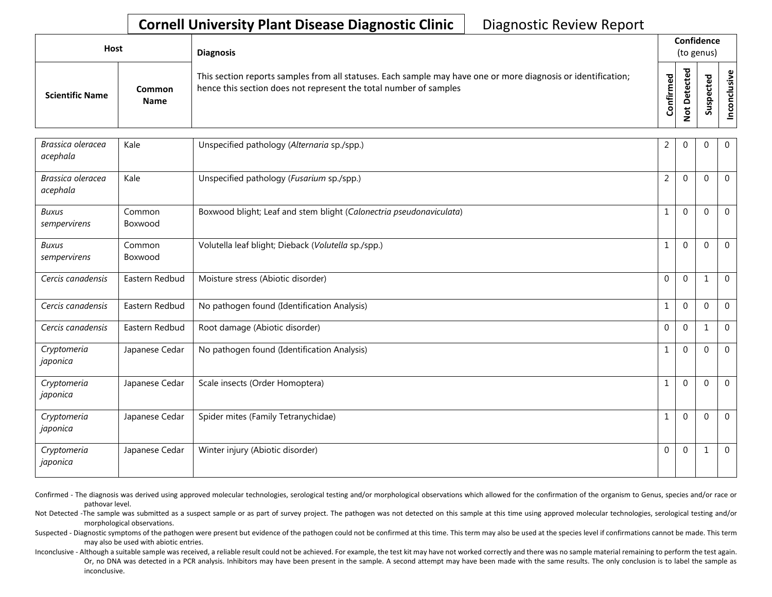# Cornell University Plant Disease Diagnostic Clinic

Diagnostic Review Report

| Host | | Diagnosis | Confidence (to genus) | | | |
|---|---|---|---|---|---|---|
| Scientific Name | Common Name | This section reports samples from all statuses. Each sample may have one or more diagnosis or identification; hence this section does not represent the total number of samples | Confirmed | Not Detected | Suspected | Inconclusive |
| *Brassica oleracea acephala* | Kale | Unspecified pathology (*Alternaria* sp./spp.) | 2 | 0 | 0 | 0 |
| *Brassica oleracea acephala* | Kale | Unspecified pathology (*Fusarium* sp./spp.) | 2 | 0 | 0 | 0 |
| *Buxus sempervirens* | Common Boxwood | Boxwood blight; Leaf and stem blight (*Calonectria pseudonaviculata*) | 1 | 0 | 0 | 0 |
| *Buxus sempervirens* | Common Boxwood | Volutella leaf blight; Dieback (*Volutella* sp./spp.) | 1 | 0 | 0 | 0 |
| *Cercis canadensis* | Eastern Redbud | Moisture stress (Abiotic disorder) | 0 | 0 | 1 | 0 |
| *Cercis canadensis* | Eastern Redbud | No pathogen found (Identification Analysis) | 1 | 0 | 0 | 0 |
| *Cercis canadensis* | Eastern Redbud | Root damage (Abiotic disorder) | 0 | 0 | 1 | 0 |
| *Cryptomeria japonica* | Japanese Cedar | No pathogen found (Identification Analysis) | 1 | 0 | 0 | 0 |
| *Cryptomeria japonica* | Japanese Cedar | Scale insects (Order Homoptera) | 1 | 0 | 0 | 0 |
| *Cryptomeria japonica* | Japanese Cedar | Spider mites (Family Tetranychidae) | 1 | 0 | 0 | 0 |
| *Cryptomeria japonica* | Japanese Cedar | Winter injury (Abiotic disorder) | 0 | 0 | 1 | 0 |

Confirmed - The diagnosis was derived using approved molecular technologies, serological testing and/or morphological observations which allowed for the confirmation of the organism to Genus, species and/or race or pathovar level.

Not Detected -The sample was submitted as a suspect sample or as part of survey project. The pathogen was not detected on this sample at this time using approved molecular technologies, serological testing and/or morphological observations.

Suspected - Diagnostic symptoms of the pathogen were present but evidence of the pathogen could not be confirmed at this time. This term may also be used at the species level if confirmations cannot be made. This term may also be used with abiotic entries.

Inconclusive - Although a suitable sample was received, a reliable result could not be achieved. For example, the test kit may have not worked correctly and there was no sample material remaining to perform the test again. Or, no DNA was detected in a PCR analysis. Inhibitors may have been present in the sample. A second attempt may have been made with the same results. The only conclusion is to label the sample as inconclusive.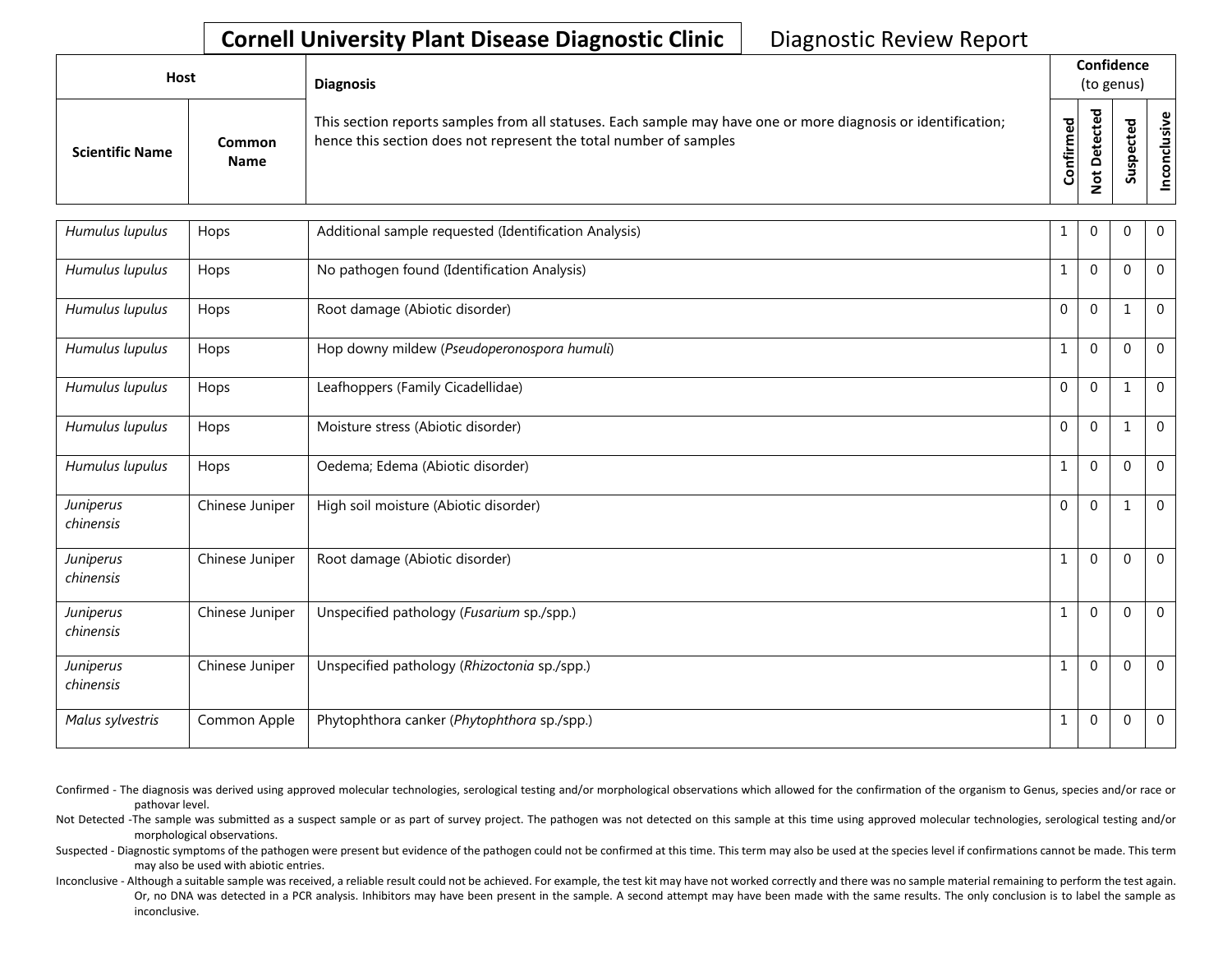# Cornell University Plant Disease Diagnostic Clinic

Diagnostic Review Report

| Host | | Diagnosis | Confidence (to genus) | | | |
|---|---|---|---|---|---|---|
| Scientific Name | Common Name | This section reports samples from all statuses. Each sample may have one or more diagnosis or identification; hence this section does not represent the total number of samples | Confirmed | Not Detected | Suspected | Inconclusive |
| *Humulus lupulus* | Hops | Additional sample requested (Identification Analysis) | 1 | 0 | 0 | 0 |
| *Humulus lupulus* | Hops | No pathogen found (Identification Analysis) | 1 | 0 | 0 | 0 |
| *Humulus lupulus* | Hops | Root damage (Abiotic disorder) | 0 | 0 | 1 | 0 |
| *Humulus lupulus* | Hops | Hop downy mildew (*Pseudoperonospora humuli*) | 1 | 0 | 0 | 0 |
| *Humulus lupulus* | Hops | Leafhoppers (Family Cicadellidae) | 0 | 0 | 1 | 0 |
| *Humulus lupulus* | Hops | Moisture stress (Abiotic disorder) | 0 | 0 | 1 | 0 |
| *Humulus lupulus* | Hops | Oedema; Edema (Abiotic disorder) | 1 | 0 | 0 | 0 |
| *Juniperus chinensis* | Chinese Juniper | High soil moisture (Abiotic disorder) | 0 | 0 | 1 | 0 |
| *Juniperus chinensis* | Chinese Juniper | Root damage (Abiotic disorder) | 1 | 0 | 0 | 0 |
| *Juniperus chinensis* | Chinese Juniper | Unspecified pathology (*Fusarium* sp./spp.) | 1 | 0 | 0 | 0 |
| *Juniperus chinensis* | Chinese Juniper | Unspecified pathology (*Rhizoctonia* sp./spp.) | 1 | 0 | 0 | 0 |
| *Malus sylvestris* | Common Apple | Phytophthora canker (*Phytophthora* sp./spp.) | 1 | 0 | 0 | 0 |

Confirmed - The diagnosis was derived using approved molecular technologies, serological testing and/or morphological observations which allowed for the confirmation of the organism to Genus, species and/or race or pathovar level.

Not Detected -The sample was submitted as a suspect sample or as part of survey project. The pathogen was not detected on this sample at this time using approved molecular technologies, serological testing and/or morphological observations.

Suspected - Diagnostic symptoms of the pathogen were present but evidence of the pathogen could not be confirmed at this time. This term may also be used at the species level if confirmations cannot be made. This term may also be used with abiotic entries.

Inconclusive - Although a suitable sample was received, a reliable result could not be achieved. For example, the test kit may have not worked correctly and there was no sample material remaining to perform the test again. Or, no DNA was detected in a PCR analysis. Inhibitors may have been present in the sample. A second attempt may have been made with the same results. The only conclusion is to label the sample as inconclusive.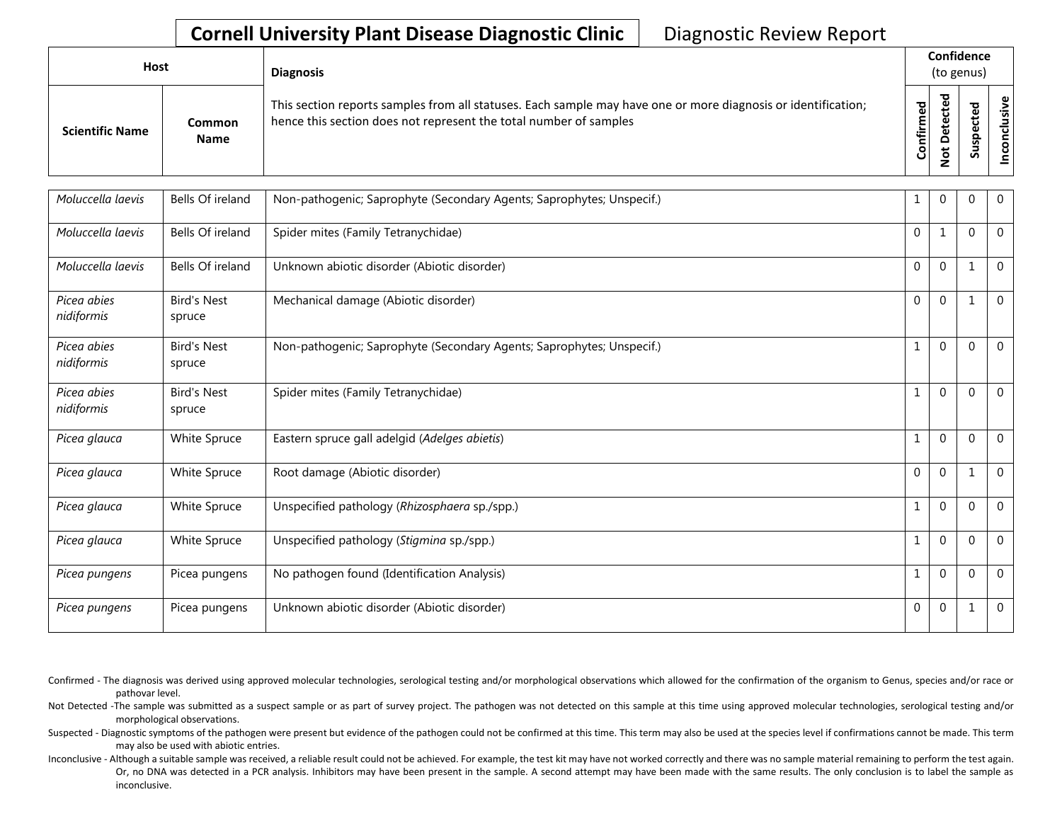**Cornell University Plant Disease Diagnostic Clinic** Diagnostic Review Report

| Host | | Diagnosis | Confidence (to genus) | | | |
|---|---|---|---|---|---|---|
| Scientific Name | Common Name | This section reports samples from all statuses. Each sample may have one or more diagnosis or identification; hence this section does not represent the total number of samples | Confirmed | Not Detected | Suspected | Inconclusive |
| *Moluccella laevis* | Bells Of ireland | Non-pathogenic; Saprophyte (Secondary Agents; Saprophytes; Unspecif.) | 1 | 0 | 0 | 0 |
| *Moluccella laevis* | Bells Of ireland | Spider mites (Family Tetranychidae) | 0 | 1 | 0 | 0 |
| *Moluccella laevis* | Bells Of ireland | Unknown abiotic disorder (Abiotic disorder) | 0 | 0 | 1 | 0 |
| *Picea abies nidiformis* | Bird's Nest spruce | Mechanical damage (Abiotic disorder) | 0 | 0 | 1 | 0 |
| *Picea abies nidiformis* | Bird's Nest spruce | Non-pathogenic; Saprophyte (Secondary Agents; Saprophytes; Unspecif.) | 1 | 0 | 0 | 0 |
| *Picea abies nidiformis* | Bird's Nest spruce | Spider mites (Family Tetranychidae) | 1 | 0 | 0 | 0 |
| *Picea glauca* | White Spruce | Eastern spruce gall adelgid (*Adelges abietis*) | 1 | 0 | 0 | 0 |
| *Picea glauca* | White Spruce | Root damage (Abiotic disorder) | 0 | 0 | 1 | 0 |
| *Picea glauca* | White Spruce | Unspecified pathology (*Rhizosphaera* sp./spp.) | 1 | 0 | 0 | 0 |
| *Picea glauca* | White Spruce | Unspecified pathology (*Stigmina* sp./spp.) | 1 | 0 | 0 | 0 |
| *Picea pungens* | Picea pungens | No pathogen found (Identification Analysis) | 1 | 0 | 0 | 0 |
| *Picea pungens* | Picea pungens | Unknown abiotic disorder (Abiotic disorder) | 0 | 0 | 1 | 0 |

Confirmed - The diagnosis was derived using approved molecular technologies, serological testing and/or morphological observations which allowed for the confirmation of the organism to Genus, species and/or race or pathovar level.

Not Detected -The sample was submitted as a suspect sample or as part of survey project. The pathogen was not detected on this sample at this time using approved molecular technologies, serological testing and/or morphological observations.

Suspected - Diagnostic symptoms of the pathogen were present but evidence of the pathogen could not be confirmed at this time. This term may also be used at the species level if confirmations cannot be made. This term may also be used with abiotic entries.

Inconclusive - Although a suitable sample was received, a reliable result could not be achieved. For example, the test kit may have not worked correctly and there was no sample material remaining to perform the test again. Or, no DNA was detected in a PCR analysis. Inhibitors may have been present in the sample. A second attempt may have been made with the same results. The only conclusion is to label the sample as inconclusive.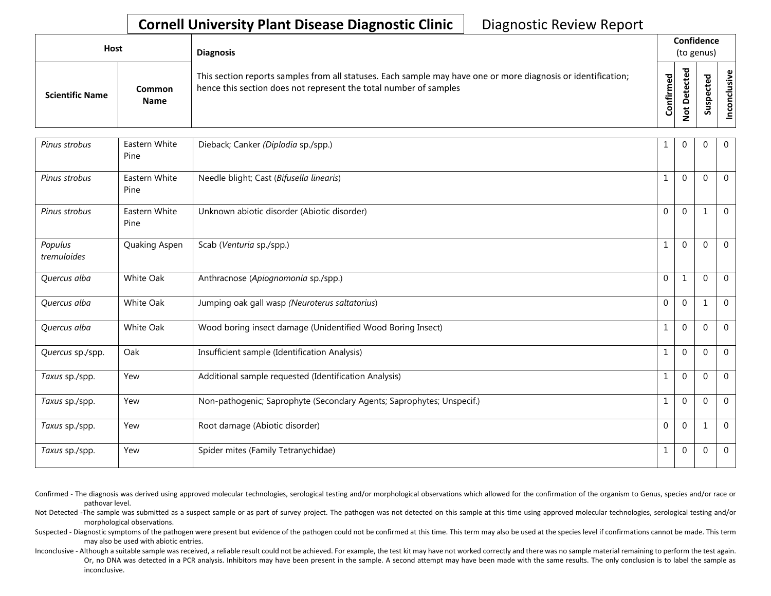# Cornell University Plant Disease Diagnostic Clinic

Diagnostic Review Report

| Host | | Diagnosis | Confidence (to genus) | | | |
|---|---|---|---|---|---|---|
| Scientific Name | Common Name | This section reports samples from all statuses. Each sample may have one or more diagnosis or identification; hence this section does not represent the total number of samples | Confirmed | Not Detected | Suspected | Inconclusive |
| *Pinus strobus* | Eastern White Pine | Dieback; Canker *(Diplodia* sp./spp.) | 1 | 0 | 0 | 0 |
| *Pinus strobus* | Eastern White Pine | Needle blight; Cast (*Bifusella linearis*) | 1 | 0 | 0 | 0 |
| *Pinus strobus* | Eastern White Pine | Unknown abiotic disorder (Abiotic disorder) | 0 | 0 | 1 | 0 |
| *Populus tremuloides* | Quaking Aspen | Scab (*Venturia* sp./spp.) | 1 | 0 | 0 | 0 |
| *Quercus alba* | White Oak | Anthracnose (*Apiognomonia* sp./spp.) | 0 | 1 | 0 | 0 |
| *Quercus alba* | White Oak | Jumping oak gall wasp *(Neuroterus saltatorius*) | 0 | 0 | 1 | 0 |
| *Quercus alba* | White Oak | Wood boring insect damage (Unidentified Wood Boring Insect) | 1 | 0 | 0 | 0 |
| *Quercus* sp./spp. | Oak | Insufficient sample (Identification Analysis) | 1 | 0 | 0 | 0 |
| *Taxus* sp./spp. | Yew | Additional sample requested (Identification Analysis) | 1 | 0 | 0 | 0 |
| *Taxus* sp./spp. | Yew | Non-pathogenic; Saprophyte (Secondary Agents; Saprophytes; Unspecif.) | 1 | 0 | 0 | 0 |
| *Taxus* sp./spp. | Yew | Root damage (Abiotic disorder) | 0 | 0 | 1 | 0 |
| *Taxus* sp./spp. | Yew | Spider mites (Family Tetranychidae) | 1 | 0 | 0 | 0 |

Confirmed - The diagnosis was derived using approved molecular technologies, serological testing and/or morphological observations which allowed for the confirmation of the organism to Genus, species and/or race or pathovar level.

Not Detected -The sample was submitted as a suspect sample or as part of survey project. The pathogen was not detected on this sample at this time using approved molecular technologies, serological testing and/or morphological observations.

Suspected - Diagnostic symptoms of the pathogen were present but evidence of the pathogen could not be confirmed at this time. This term may also be used at the species level if confirmations cannot be made. This term may also be used with abiotic entries.

Inconclusive - Although a suitable sample was received, a reliable result could not be achieved. For example, the test kit may have not worked correctly and there was no sample material remaining to perform the test again. Or, no DNA was detected in a PCR analysis. Inhibitors may have been present in the sample. A second attempt may have been made with the same results. The only conclusion is to label the sample as inconclusive.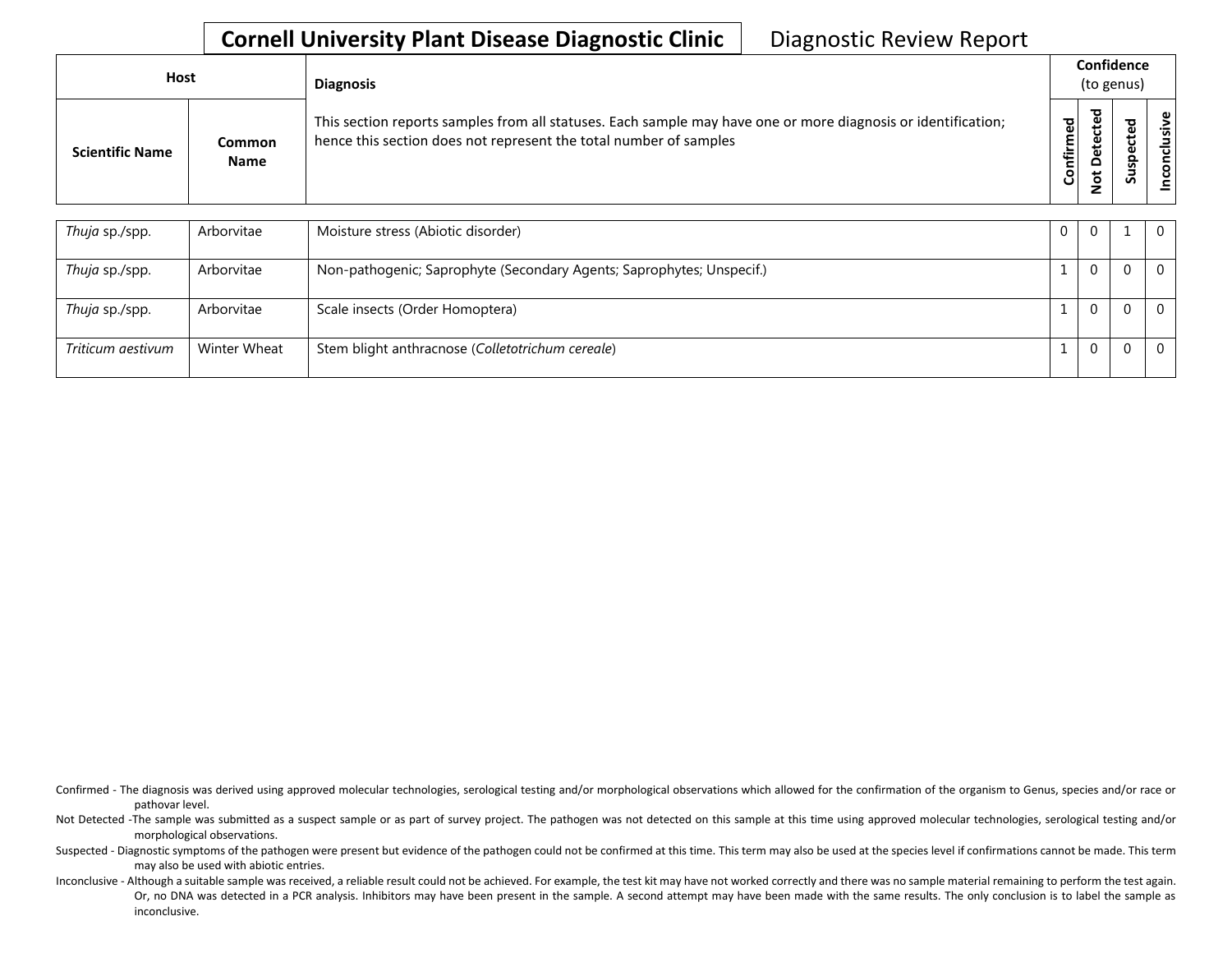**Cornell University Plant Disease Diagnostic Clinic** Diagnostic Review Report

| Host | | Diagnosis | Confidence (to genus) | | | |
|---|---|---|---|---|---|---|
| Scientific Name | Common Name | This section reports samples from all statuses. Each sample may have one or more diagnosis or identification; hence this section does not represent the total number of samples | Confirmed | Not Detected | Suspected | Inconclusive |
| *Thuja* sp./spp. | Arborvitae | Moisture stress (Abiotic disorder) | 0 | 0 | 1 | 0 |
| *Thuja* sp./spp. | Arborvitae | Non-pathogenic; Saprophyte (Secondary Agents; Saprophytes; Unspecif.) | 1 | 0 | 0 | 0 |
| *Thuja* sp./spp. | Arborvitae | Scale insects (Order Homoptera) | 1 | 0 | 0 | 0 |
| *Triticum aestivum* | Winter Wheat | Stem blight anthracnose (*Colletotrichum cereale*) | 1 | 0 | 0 | 0 |

Confirmed - The diagnosis was derived using approved molecular technologies, serological testing and/or morphological observations which allowed for the confirmation of the organism to Genus, species and/or race or pathovar level.

Not Detected -The sample was submitted as a suspect sample or as part of survey project. The pathogen was not detected on this sample at this time using approved molecular technologies, serological testing and/or morphological observations.

Suspected - Diagnostic symptoms of the pathogen were present but evidence of the pathogen could not be confirmed at this time. This term may also be used at the species level if confirmations cannot be made. This term may also be used with abiotic entries.

Inconclusive - Although a suitable sample was received, a reliable result could not be achieved. For example, the test kit may have not worked correctly and there was no sample material remaining to perform the test again. Or, no DNA was detected in a PCR analysis. Inhibitors may have been present in the sample. A second attempt may have been made with the same results. The only conclusion is to label the sample as inconclusive.